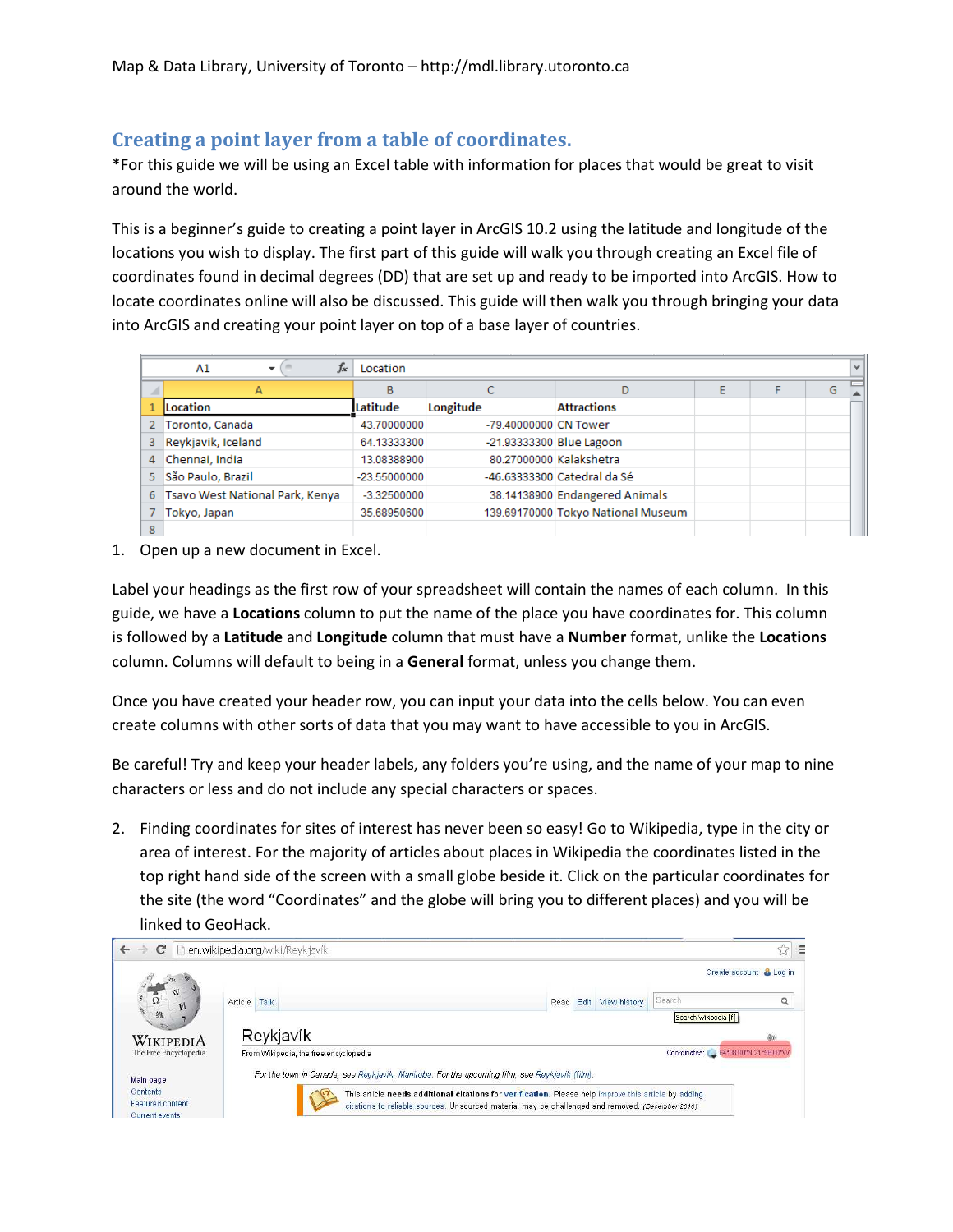## Creating a point layer from a table of coordinates.

*For this guide we will be using an Excel table with information for places that would be great to visit around the world.

This is a beginner's guide to creating a point layer in ArcGIS 10.2 using the latitude and longitude of the locations you wish to display. The first part of this guide will walk you through creating an Excel file of coordinates found in decimal degrees (DD) that are set up and ready to be imported into ArcGIS. How to locate coordinates online will also be discussed. This guide will then walk you through bringing your data into ArcGIS and creating your point layer on top of a base layer of countries.

| Location | Latitude | Longitude | Attractions |
|---|---|---|---|
| Toronto, Canada | 43.70000000 | -79.40000000 | CN Tower |
| Reykjavik, Iceland | 64.13333300 | -21.93333300 | Blue Lagoon |
| Chennai, India | 13.08388900 | 80.27000000 | Kalakshetra |
| São Paulo, Brazil | -23.55000000 | -46.63333300 | Catedral da Sé |
| Tsavo West National Park, Kenya | -3.32500000 | 38.14138900 | Endangered Animals |
| Tokyo, Japan | 35.68950600 | 139.69170000 | Tokyo National Museum |

1. Open up a new document in Excel.

Label your headings as the first row of your spreadsheet will contain the names of each column. In this guide, we have a **Locations** column to put the name of the place you have coordinates for. This column is followed by a **Latitude** and **Longitude** column that must have a **Number** format, unlike the **Locations** column. Columns will default to being in a **General** format, unless you change them.

Once you have created your header row, you can input your data into the cells below. You can even create columns with other sorts of data that you may want to have accessible to you in ArcGIS.

Be careful! Try and keep your header labels, any folders you're using, and the name of your map to nine characters or less and do not include any special characters or spaces.

2. Finding coordinates for sites of interest has never been so easy! Go to Wikipedia, type in the city or area of interest. For the majority of articles about places in Wikipedia the coordinates listed in the top right hand side of the screen with a small globe beside it. Click on the particular coordinates for the site (the word "Coordinates" and the globe will bring you to different places) and you will be linked to GeoHack.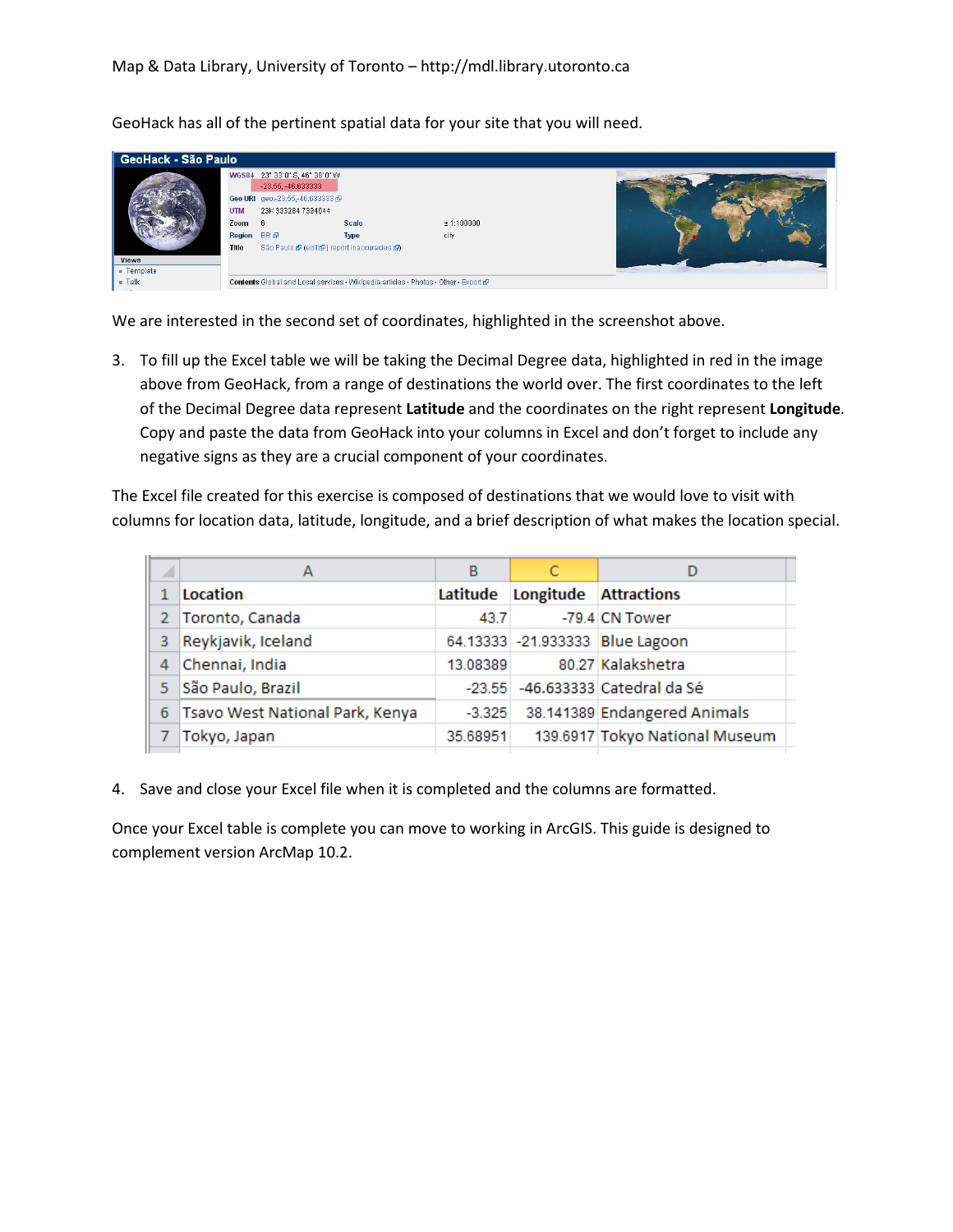GeoHack has all of the pertinent spatial data for your site that you will need.

We are interested in the second set of coordinates, highlighted in the screenshot above.

3. To fill up the Excel table we will be taking the Decimal Degree data, highlighted in red in the image above from GeoHack, from a range of destinations the world over. The first coordinates to the left of the Decimal Degree data represent **Latitude** and the coordinates on the right represent **Longitude**. Copy and paste the data from GeoHack into your columns in Excel and don't forget to include any negative signs as they are a crucial component of your coordinates.

The Excel file created for this exercise is composed of destinations that we would love to visit with columns for location data, latitude, longitude, and a brief description of what makes the location special.

| | A | B | C | D |
|---|---|---|---|---|
| 1 | **Location** | **Latitude** | **Longitude** | **Attractions** |
| 2 | Toronto, Canada | 43.7 | -79.4 | CN Tower |
| 3 | Reykjavik, Iceland | 64.13333 | -21.933333 | Blue Lagoon |
| 4 | Chennai, India | 13.08389 | 80.27 | Kalakshetra |
| 5 | São Paulo, Brazil | -23.55 | -46.633333 | Catedral da Sé |
| 6 | Tsavo West National Park, Kenya | -3.325 | 38.141389 | Endangered Animals |
| 7 | Tokyo, Japan | 35.68951 | 139.6917 | Tokyo National Museum |

4. Save and close your Excel file when it is completed and the columns are formatted.

Once your Excel table is complete you can move to working in ArcGIS. This guide is designed to complement version ArcMap 10.2.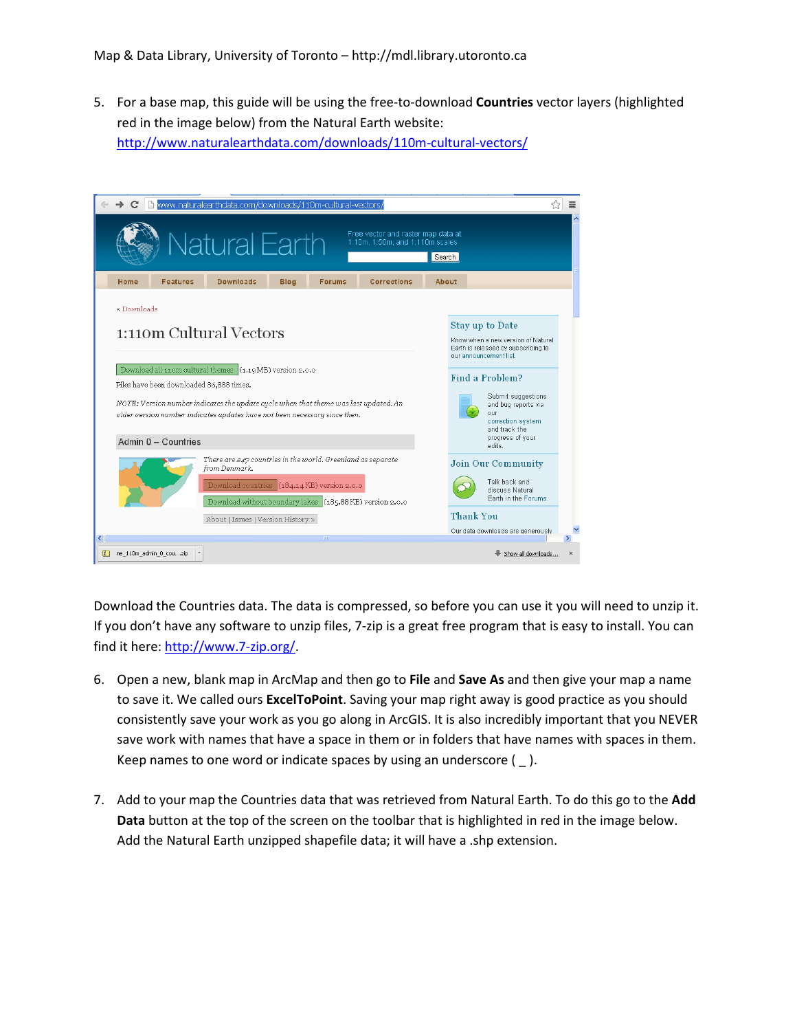5. For a base map, this guide will be using the free-to-download **Countries** vector layers (highlighted red in the image below) from the Natural Earth website: http://www.naturalearthdata.com/downloads/110m-cultural-vectors/

Download the Countries data. The data is compressed, so before you can use it you will need to unzip it. If you don't have any software to unzip files, 7-zip is a great free program that is easy to install. You can find it here: http://www.7-zip.org/.

6. Open a new, blank map in ArcMap and then go to **File** and **Save As** and then give your map a name to save it. We called ours **ExcelToPoint**. Saving your map right away is good practice as you should consistently save your work as you go along in ArcGIS. It is also incredibly important that you NEVER save work with names that have a space in them or in folders that have names with spaces in them. Keep names to one word or indicate spaces by using an underscore ( _ ).

7. Add to your map the Countries data that was retrieved from Natural Earth. To do this go to the **Add Data** button at the top of the screen on the toolbar that is highlighted in red in the image below. Add the Natural Earth unzipped shapefile data; it will have a .shp extension.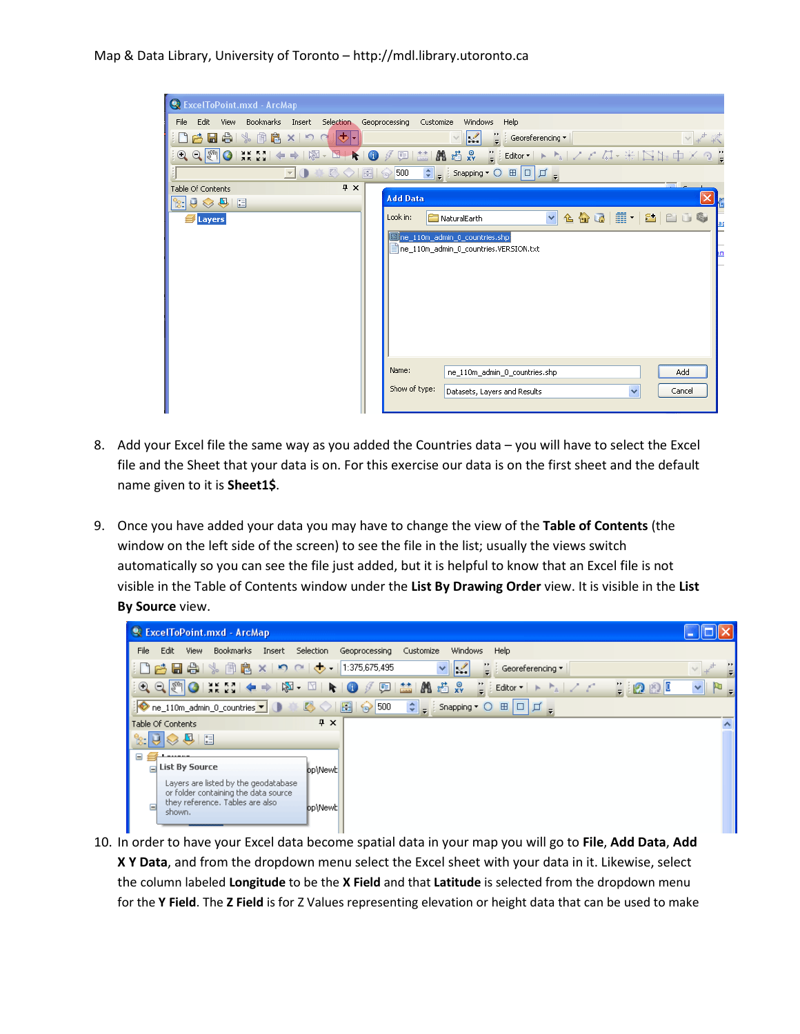8. Add your Excel file the same way as you added the Countries data – you will have to select the Excel file and the Sheet that your data is on. For this exercise our data is on the first sheet and the default name given to it is **Sheet1$**.

9. Once you have added your data you may have to change the view of the **Table of Contents** (the window on the left side of the screen) to see the file in the list; usually the views switch automatically so you can see the file just added, but it is helpful to know that an Excel file is not visible in the Table of Contents window under the **List By Drawing Order** view. It is visible in the **List By Source** view.

10. In order to have your Excel data become spatial data in your map you will go to **File**, **Add Data**, **Add X Y Data**, and from the dropdown menu select the Excel sheet with your data in it. Likewise, select the column labeled **Longitude** to be the **X Field** and that **Latitude** is selected from the dropdown menu for the **Y Field**. The **Z Field** is for Z Values representing elevation or height data that can be used to make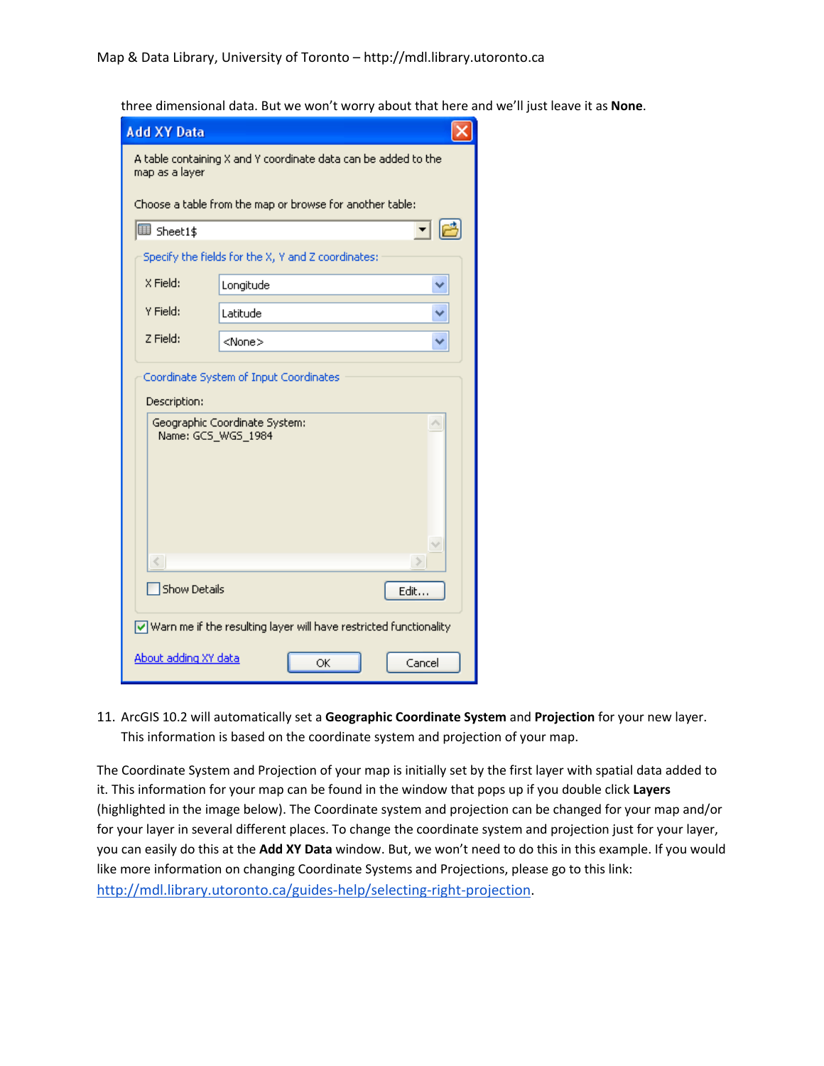three dimensional data. But we won't worry about that here and we'll just leave it as **None**.

11. ArcGIS 10.2 will automatically set a **Geographic Coordinate System** and **Projection** for your new layer. This information is based on the coordinate system and projection of your map.

The Coordinate System and Projection of your map is initially set by the first layer with spatial data added to it. This information for your map can be found in the window that pops up if you double click **Layers** (highlighted in the image below). The Coordinate system and projection can be changed for your map and/or for your layer in several different places. To change the coordinate system and projection just for your layer, you can easily do this at the **Add XY Data** window. But, we won't need to do this in this example. If you would like more information on changing Coordinate Systems and Projections, please go to this link: [http://mdl.library.utoronto.ca/guides-help/selecting-right-projection](http://mdl.library.utoronto.ca/guides-help/selecting-right-projection).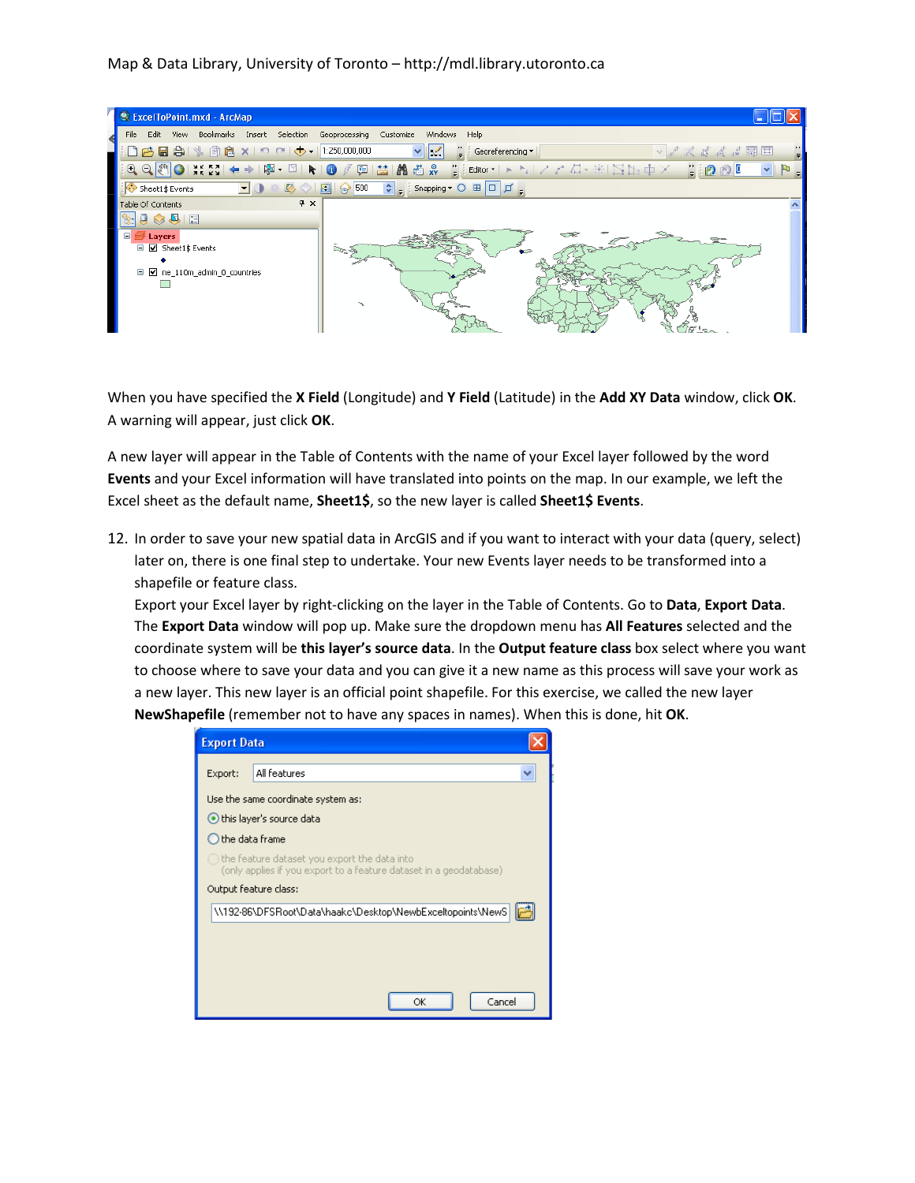When you have specified the **X Field** (Longitude) and **Y Field** (Latitude) in the **Add XY Data** window, click **OK**. A warning will appear, just click **OK**.

A new layer will appear in the Table of Contents with the name of your Excel layer followed by the word **Events** and your Excel information will have translated into points on the map. In our example, we left the Excel sheet as the default name, **Sheet1$**, so the new layer is called **Sheet1$ Events**.

12. In order to save your new spatial data in ArcGIS and if you want to interact with your data (query, select) later on, there is one final step to undertake. Your new Events layer needs to be transformed into a shapefile or feature class.
    Export your Excel layer by right-clicking on the layer in the Table of Contents. Go to **Data**, **Export Data**. The **Export Data** window will pop up. Make sure the dropdown menu has **All Features** selected and the coordinate system will be **this layer's source data**. In the **Output feature class** box select where you want to choose where to save your data and you can give it a new name as this process will save your work as a new layer. This new layer is an official point shapefile. For this exercise, we called the new layer **NewShapefile** (remember not to have any spaces in names). When this is done, hit **OK**.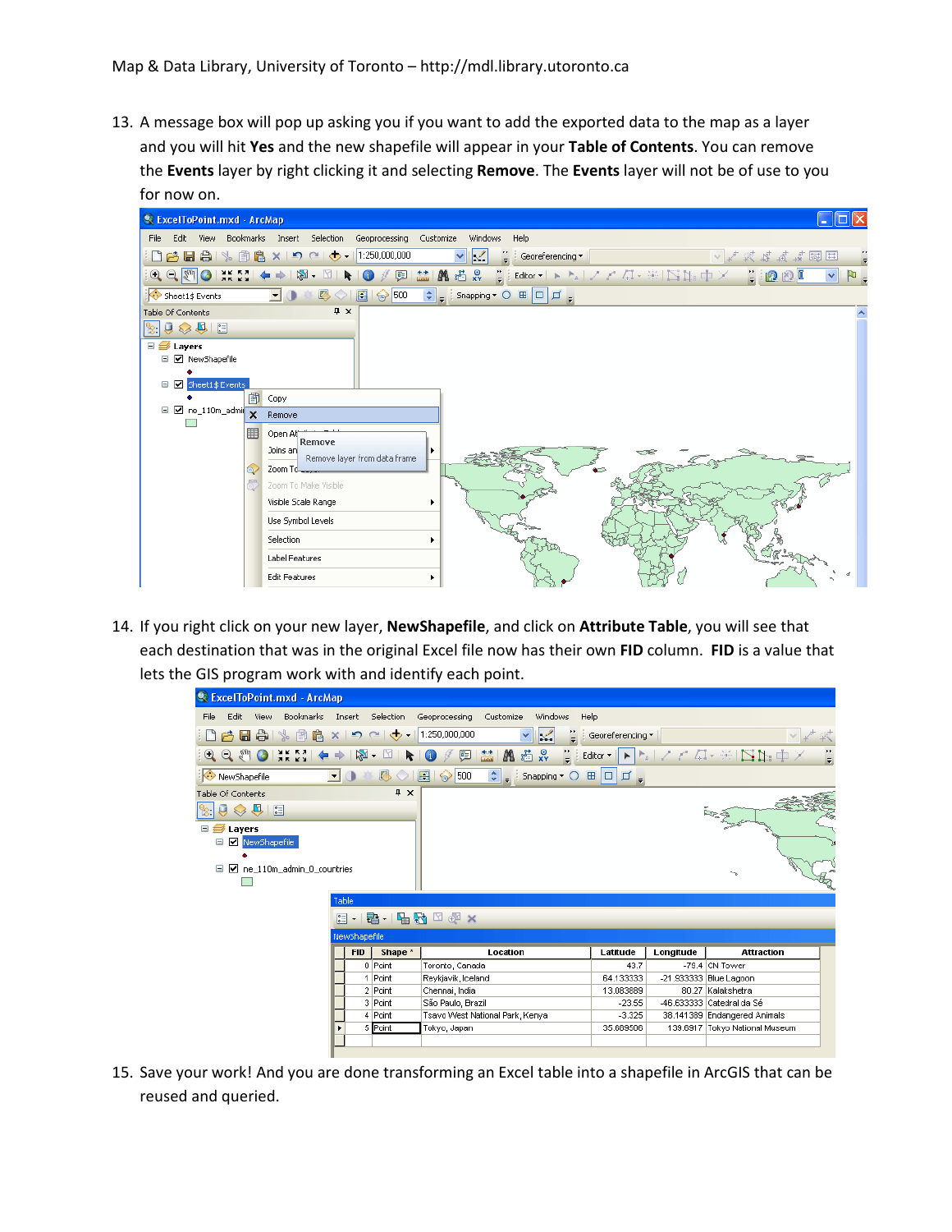13. A message box will pop up asking you if you want to add the exported data to the map as a layer and you will hit **Yes** and the new shapefile will appear in your **Table of Contents**. You can remove the **Events** layer by right clicking it and selecting **Remove**. The **Events** layer will not be of use to you for now on.

14. If you right click on your new layer, **NewShapefile**, and click on **Attribute Table**, you will see that each destination that was in the original Excel file now has their own **FID** column. **FID** is a value that lets the GIS program work with and identify each point.

| FID | Shape * | Location | Latitude | Longitude | Attraction |
|---|---|---|---|---|---|
| 0 | Point | Toronto, Canada | 43.7 | -79.4 | CN Tower |
| 1 | Point | Reykjavik, Iceland | 64.133333 | -21.933333 | Blue Lagoon |
| 2 | Point | Chennai, India | 13.083889 | 80.27 | Kalakshetra |
| 3 | Point | São Paulo, Brazil | -23.55 | -46.633333 | Catedral da Sé |
| 4 | Point | Tsavo West National Park, Kenya | -3.325 | 38.141389 | Endangered Animals |
| 5 | Point | Tokyo, Japan | 35.689506 | 139.6917 | Tokyo National Museum |

15. Save your work! And you are done transforming an Excel table into a shapefile in ArcGIS that can be reused and queried.